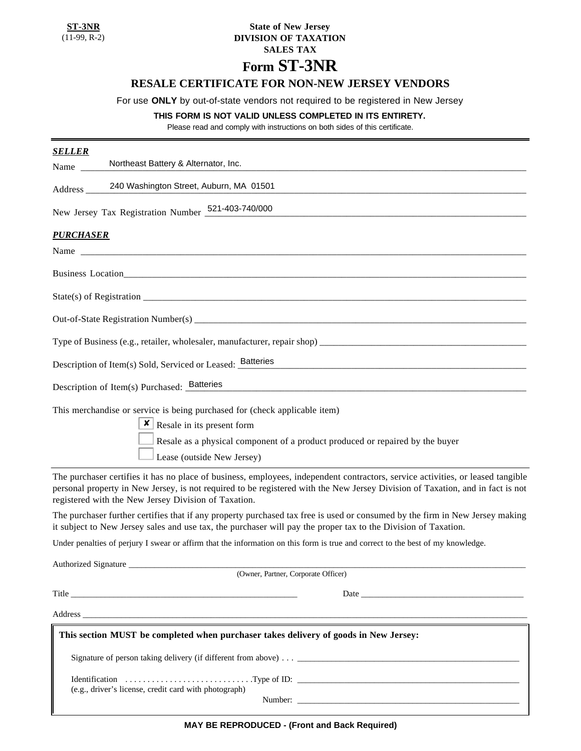**ST-3NR**
(11-99, R-2)

**State of New Jersey**
**DIVISION OF TAXATION**
**SALES TAX**

# Form ST-3NR

## RESALE CERTIFICATE FOR NON-NEW JERSEY VENDORS

For use **ONLY** by out-of-state vendors not required to be registered in New Jersey

**THIS FORM IS NOT VALID UNLESS COMPLETED IN ITS ENTIRETY.**

Please read and comply with instructions on both sides of this certificate.

---

***SELLER***

Name: Northeast Battery & Alternator, Inc.

Address: 240 Washington Street, Auburn, MA 01501

New Jersey Tax Registration Number: 521-403-740/000

***PURCHASER***

Name: ______________________

Business Location: ______________________

State(s) of Registration: ______________________

Out-of-State Registration Number(s): ______________________

Type of Business (e.g., retailer, wholesaler, manufacturer, repair shop): ______________________

Description of Item(s) Sold, Serviced or Leased: Batteries

Description of Item(s) Purchased: Batteries

This merchandise or service is being purchased for (check applicable item)

- [x] Resale in its present form
- [ ] Resale as a physical component of a product produced or repaired by the buyer
- [ ] Lease (outside New Jersey)

The purchaser certifies it has no place of business, employees, independent contractors, service activities, or leased tangible personal property in New Jersey, is not required to be registered with the New Jersey Division of Taxation, and in fact is not registered with the New Jersey Division of Taxation.

The purchaser further certifies that if any property purchased tax free is used or consumed by the firm in New Jersey making it subject to New Jersey sales and use tax, the purchaser will pay the proper tax to the Division of Taxation.

Under penalties of perjury I swear or affirm that the information on this form is true and correct to the best of my knowledge.

Authorized Signature ______________________
(Owner, Partner, Corporate Officer)

Title ______________________ Date ______________________

Address ______________________

**This section MUST be completed when purchaser takes delivery of goods in New Jersey:**

Signature of person taking delivery (if different from above) . . . ______________________

Identification . . . . . . . . . . . . . . . . . . . . . . . . . . . .Type of ID: ______________________
(e.g., driver's license, credit card with photograph)
Number: ______________________

**MAY BE REPRODUCED - (Front and Back Required)**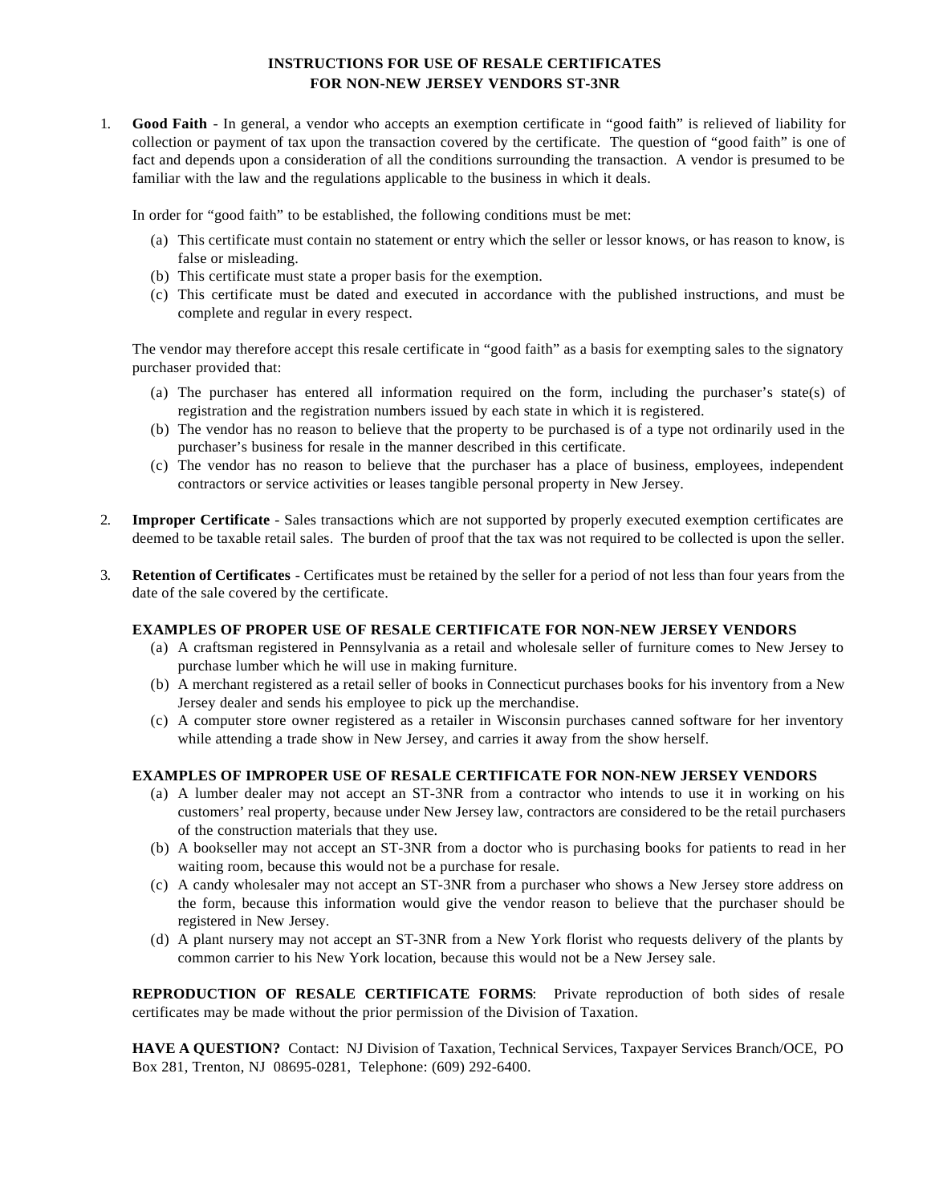# INSTRUCTIONS FOR USE OF RESALE CERTIFICATES FOR NON-NEW JERSEY VENDORS ST-3NR

1. **Good Faith** - In general, a vendor who accepts an exemption certificate in "good faith" is relieved of liability for collection or payment of tax upon the transaction covered by the certificate. The question of "good faith" is one of fact and depends upon a consideration of all the conditions surrounding the transaction. A vendor is presumed to be familiar with the law and the regulations applicable to the business in which it deals.

   In order for "good faith" to be established, the following conditions must be met:

   (a) This certificate must contain no statement or entry which the seller or lessor knows, or has reason to know, is false or misleading.
   (b) This certificate must state a proper basis for the exemption.
   (c) This certificate must be dated and executed in accordance with the published instructions, and must be complete and regular in every respect.

   The vendor may therefore accept this resale certificate in "good faith" as a basis for exempting sales to the signatory purchaser provided that:

   (a) The purchaser has entered all information required on the form, including the purchaser's state(s) of registration and the registration numbers issued by each state in which it is registered.
   (b) The vendor has no reason to believe that the property to be purchased is of a type not ordinarily used in the purchaser's business for resale in the manner described in this certificate.
   (c) The vendor has no reason to believe that the purchaser has a place of business, employees, independent contractors or service activities or leases tangible personal property in New Jersey.

2. **Improper Certificate** - Sales transactions which are not supported by properly executed exemption certificates are deemed to be taxable retail sales. The burden of proof that the tax was not required to be collected is upon the seller.

3. **Retention of Certificates** - Certificates must be retained by the seller for a period of not less than four years from the date of the sale covered by the certificate.

**EXAMPLES OF PROPER USE OF RESALE CERTIFICATE FOR NON-NEW JERSEY VENDORS**

(a) A craftsman registered in Pennsylvania as a retail and wholesale seller of furniture comes to New Jersey to purchase lumber which he will use in making furniture.
(b) A merchant registered as a retail seller of books in Connecticut purchases books for his inventory from a New Jersey dealer and sends his employee to pick up the merchandise.
(c) A computer store owner registered as a retailer in Wisconsin purchases canned software for her inventory while attending a trade show in New Jersey, and carries it away from the show herself.

**EXAMPLES OF IMPROPER USE OF RESALE CERTIFICATE FOR NON-NEW JERSEY VENDORS**

(a) A lumber dealer may not accept an ST-3NR from a contractor who intends to use it in working on his customers' real property, because under New Jersey law, contractors are considered to be the retail purchasers of the construction materials that they use.
(b) A bookseller may not accept an ST-3NR from a doctor who is purchasing books for patients to read in her waiting room, because this would not be a purchase for resale.
(c) A candy wholesaler may not accept an ST-3NR from a purchaser who shows a New Jersey store address on the form, because this information would give the vendor reason to believe that the purchaser should be registered in New Jersey.
(d) A plant nursery may not accept an ST-3NR from a New York florist who requests delivery of the plants by common carrier to his New York location, because this would not be a New Jersey sale.

**REPRODUCTION OF RESALE CERTIFICATE FORMS**: Private reproduction of both sides of resale certificates may be made without the prior permission of the Division of Taxation.

**HAVE A QUESTION?** Contact: NJ Division of Taxation, Technical Services, Taxpayer Services Branch/OCE, PO Box 281, Trenton, NJ 08695-0281, Telephone: (609) 292-6400.